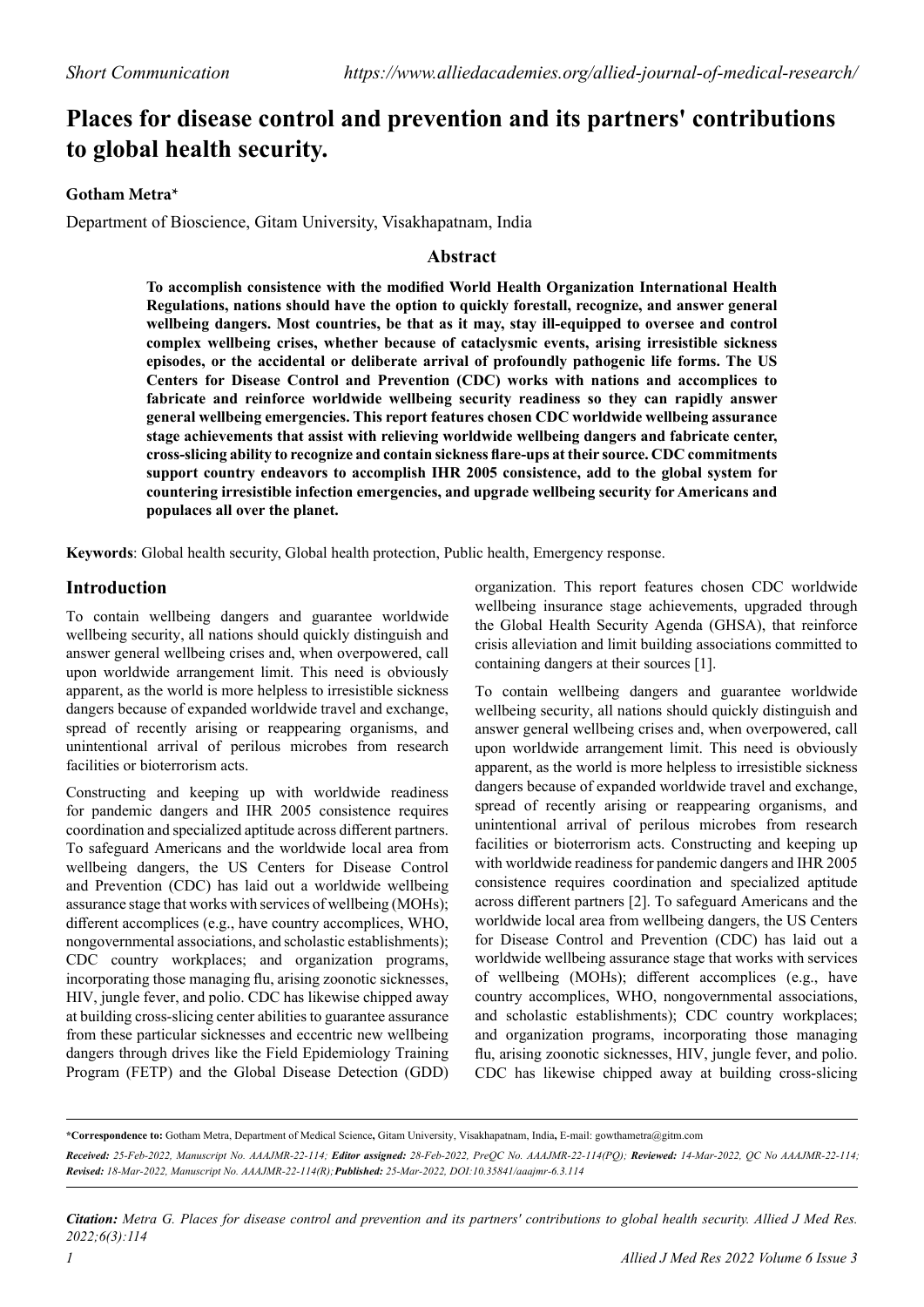*Short Communication* *https://www.alliedacademies.org/allied-journal-of-medical-research/*

# Places for disease control and prevention and its partners' contributions to global health security.

**Gotham Metra***

Department of Bioscience, Gitam University, Visakhapatnam, India

## Abstract

**To accomplish consistence with the modified World Health Organization International Health Regulations, nations should have the option to quickly forestall, recognize, and answer general wellbeing dangers. Most countries, be that as it may, stay ill-equipped to oversee and control complex wellbeing crises, whether because of cataclysmic events, arising irresistible sickness episodes, or the accidental or deliberate arrival of profoundly pathogenic life forms. The US Centers for Disease Control and Prevention (CDC) works with nations and accomplices to fabricate and reinforce worldwide wellbeing security readiness so they can rapidly answer general wellbeing emergencies. This report features chosen CDC worldwide wellbeing assurance stage achievements that assist with relieving worldwide wellbeing dangers and fabricate center, cross-slicing ability to recognize and contain sickness flare-ups at their source. CDC commitments support country endeavors to accomplish IHR 2005 consistence, add to the global system for countering irresistible infection emergencies, and upgrade wellbeing security for Americans and populaces all over the planet.**

**Keywords**: Global health security, Global health protection, Public health, Emergency response.

## Introduction

To contain wellbeing dangers and guarantee worldwide wellbeing security, all nations should quickly distinguish and answer general wellbeing crises and, when overpowered, call upon worldwide arrangement limit. This need is obviously apparent, as the world is more helpless to irresistible sickness dangers because of expanded worldwide travel and exchange, spread of recently arising or reappearing organisms, and unintentional arrival of perilous microbes from research facilities or bioterrorism acts.

Constructing and keeping up with worldwide readiness for pandemic dangers and IHR 2005 consistence requires coordination and specialized aptitude across different partners. To safeguard Americans and the worldwide local area from wellbeing dangers, the US Centers for Disease Control and Prevention (CDC) has laid out a worldwide wellbeing assurance stage that works with services of wellbeing (MOHs); different accomplices (e.g., have country accomplices, WHO, nongovernmental associations, and scholastic establishments); CDC country workplaces; and organization programs, incorporating those managing flu, arising zoonotic sicknesses, HIV, jungle fever, and polio. CDC has likewise chipped away at building cross-slicing center abilities to guarantee assurance from these particular sicknesses and eccentric new wellbeing dangers through drives like the Field Epidemiology Training Program (FETP) and the Global Disease Detection (GDD) organization. This report features chosen CDC worldwide wellbeing insurance stage achievements, upgraded through the Global Health Security Agenda (GHSA), that reinforce crisis alleviation and limit building associations committed to containing dangers at their sources [1].

To contain wellbeing dangers and guarantee worldwide wellbeing security, all nations should quickly distinguish and answer general wellbeing crises and, when overpowered, call upon worldwide arrangement limit. This need is obviously apparent, as the world is more helpless to irresistible sickness dangers because of expanded worldwide travel and exchange, spread of recently arising or reappearing organisms, and unintentional arrival of perilous microbes from research facilities or bioterrorism acts. Constructing and keeping up with worldwide readiness for pandemic dangers and IHR 2005 consistence requires coordination and specialized aptitude across different partners [2]. To safeguard Americans and the worldwide local area from wellbeing dangers, the US Centers for Disease Control and Prevention (CDC) has laid out a worldwide wellbeing assurance stage that works with services of wellbeing (MOHs); different accomplices (e.g., have country accomplices, WHO, nongovernmental associations, and scholastic establishments); CDC country workplaces; and organization programs, incorporating those managing flu, arising zoonotic sicknesses, HIV, jungle fever, and polio. CDC has likewise chipped away at building cross-slicing

---

***Correspondence to:** Gotham Metra, Department of Medical Science**,** Gitam University, Visakhapatnam, India**,** E-mail: gowthametra@gitm.com

***Received:** 25-Feb-2022, Manuscript No. AAAJMR-22-114; **Editor assigned:** 28-Feb-2022, PreQC No. AAAJMR-22-114(PQ); **Reviewed:** 14-Mar-2022, QC No AAAJMR-22-114; **Revised:** 18-Mar-2022, Manuscript No. AAAJMR-22-114(R); **Published:** 25-Mar-2022, DOI:10.35841/aaajmr-6.3.114*

***Citation:** Metra G. Places for disease control and prevention and its partners' contributions to global health security. Allied J Med Res. 2022;6(3):114*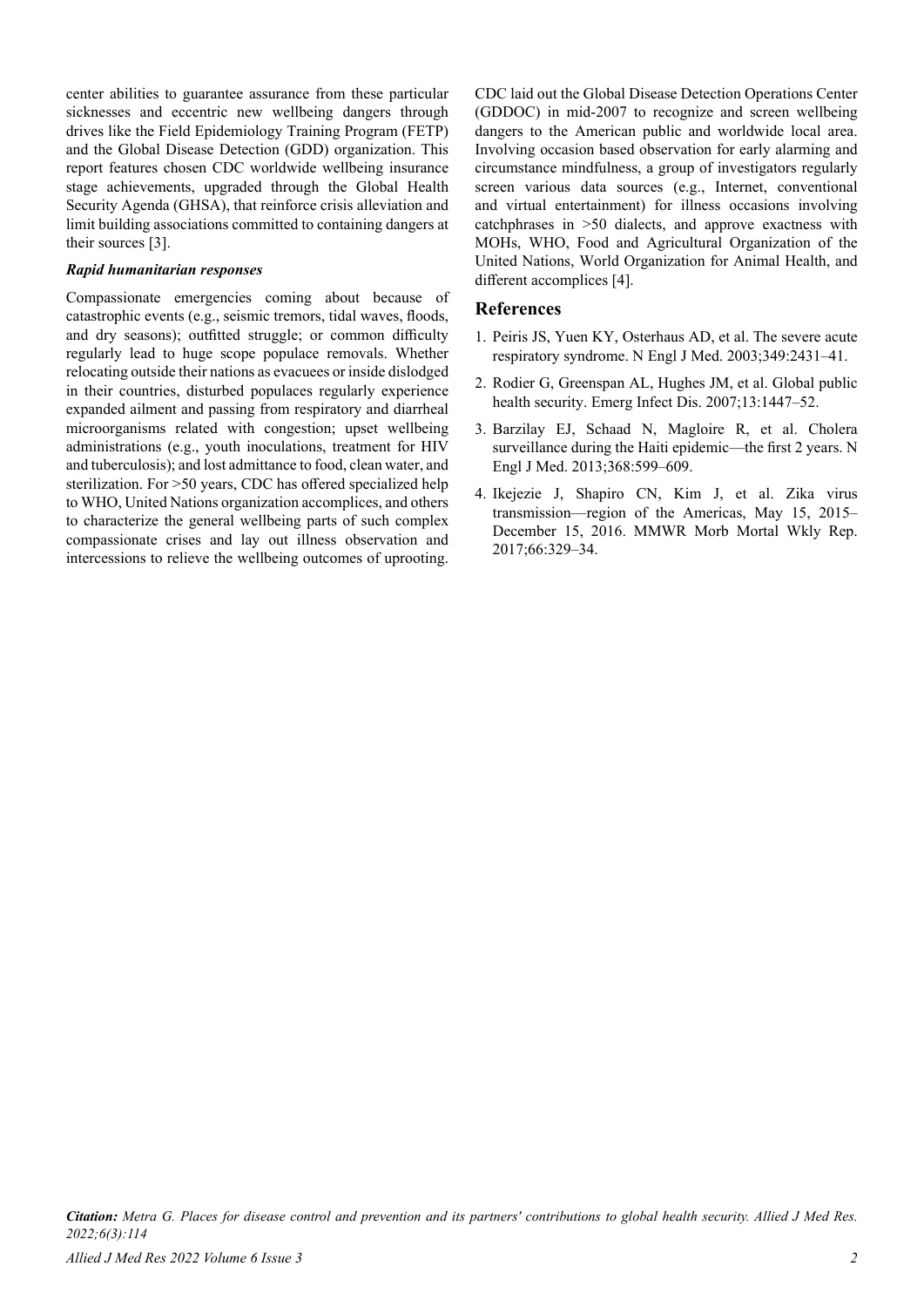center abilities to guarantee assurance from these particular sicknesses and eccentric new wellbeing dangers through drives like the Field Epidemiology Training Program (FETP) and the Global Disease Detection (GDD) organization. This report features chosen CDC worldwide wellbeing insurance stage achievements, upgraded through the Global Health Security Agenda (GHSA), that reinforce crisis alleviation and limit building associations committed to containing dangers at their sources [3].

***Rapid humanitarian responses***

Compassionate emergencies coming about because of catastrophic events (e.g., seismic tremors, tidal waves, floods, and dry seasons); outfitted struggle; or common difficulty regularly lead to huge scope populace removals. Whether relocating outside their nations as evacuees or inside dislodged in their countries, disturbed populaces regularly experience expanded ailment and passing from respiratory and diarrheal microorganisms related with congestion; upset wellbeing administrations (e.g., youth inoculations, treatment for HIV and tuberculosis); and lost admittance to food, clean water, and sterilization. For >50 years, CDC has offered specialized help to WHO, United Nations organization accomplices, and others to characterize the general wellbeing parts of such complex compassionate crises and lay out illness observation and intercessions to relieve the wellbeing outcomes of uprooting.

CDC laid out the Global Disease Detection Operations Center (GDDOC) in mid-2007 to recognize and screen wellbeing dangers to the American public and worldwide local area. Involving occasion based observation for early alarming and circumstance mindfulness, a group of investigators regularly screen various data sources (e.g., Internet, conventional and virtual entertainment) for illness occasions involving catchphrases in >50 dialects, and approve exactness with MOHs, WHO, Food and Agricultural Organization of the United Nations, World Organization for Animal Health, and different accomplices [4].

## References

1. Peiris JS, Yuen KY, Osterhaus AD, et al. The severe acute respiratory syndrome. N Engl J Med. 2003;349:2431–41.
2. Rodier G, Greenspan AL, Hughes JM, et al. Global public health security. Emerg Infect Dis. 2007;13:1447–52.
3. Barzilay EJ, Schaad N, Magloire R, et al. Cholera surveillance during the Haiti epidemic—the first 2 years. N Engl J Med. 2013;368:599–609.
4. Ikejezie J, Shapiro CN, Kim J, et al. Zika virus transmission—region of the Americas, May 15, 2015–December 15, 2016. MMWR Morb Mortal Wkly Rep. 2017;66:329–34.

***Citation:*** *Metra G. Places for disease control and prevention and its partners' contributions to global health security. Allied J Med Res. 2022;6(3):114*